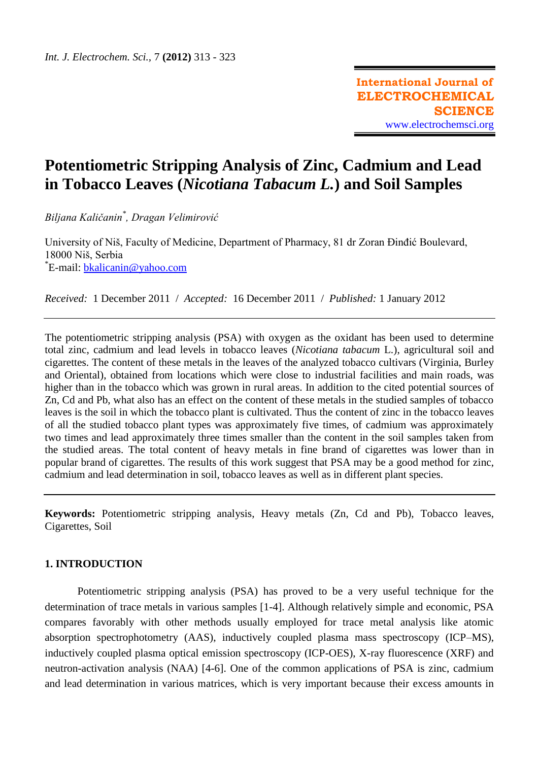# Potentiometric Stripping Analysis of Zinc, Cadmium and Lead in Tobacco Leaves (*Nicotiana Tabacum L.*) and Soil Samples

*Biljana Kaličanin[*], Dragan Velimirović*

University of Niš, Faculty of Medicine, Department of Pharmacy, 81 dr Zoran Đinđić Boulevard, 18000 Niš, Serbia
[*]E-mail: bkalicanin@yahoo.com

*Received:* 1 December 2011 / *Accepted:* 16 December 2011 / *Published:* 1 January 2012

---

The potentiometric stripping analysis (PSA) with oxygen as the oxidant has been used to determine total zinc, cadmium and lead levels in tobacco leaves (*Nicotiana tabacum* L.), agricultural soil and cigarettes. The content of these metals in the leaves of the analyzed tobacco cultivars (Virginia, Burley and Oriental), obtained from locations which were close to industrial facilities and main roads, was higher than in the tobacco which was grown in rural areas. In addition to the cited potential sources of Zn, Cd and Pb, what also has an effect on the content of these metals in the studied samples of tobacco leaves is the soil in which the tobacco plant is cultivated. Thus the content of zinc in the tobacco leaves of all the studied tobacco plant types was approximately five times, of cadmium was approximately two times and lead approximately three times smaller than the content in the soil samples taken from the studied areas. The total content of heavy metals in fine brand of cigarettes was lower than in popular brand of cigarettes. The results of this work suggest that PSA may be a good method for zinc, cadmium and lead determination in soil, tobacco leaves as well as in different plant species.

---

**Keywords:** Potentiometric stripping analysis, Heavy metals (Zn, Cd and Pb), Tobacco leaves, Cigarettes, Soil

## 1. INTRODUCTION

Potentiometric stripping analysis (PSA) has proved to be a very useful technique for the determination of trace metals in various samples [1-4]. Although relatively simple and economic, PSA compares favorably with other methods usually employed for trace metal analysis like atomic absorption spectrophotometry (AAS), inductively coupled plasma mass spectroscopy (ICP–MS), inductively coupled plasma optical emission spectroscopy (ICP-OES), X-ray fluorescence (XRF) and neutron-activation analysis (NAA) [4-6]. One of the common applications of PSA is zinc, cadmium and lead determination in various matrices, which is very important because their excess amounts in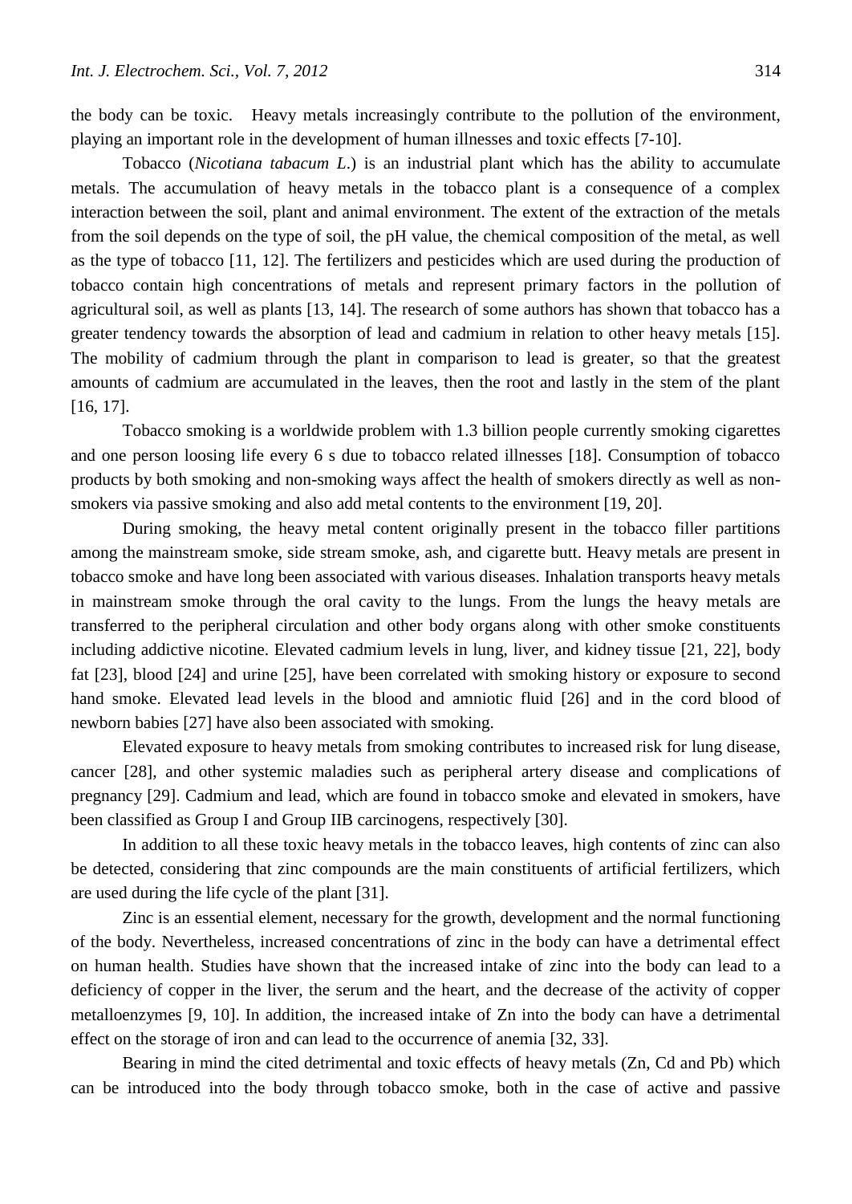the body can be toxic. Heavy metals increasingly contribute to the pollution of the environment, playing an important role in the development of human illnesses and toxic effects [7-10].

Tobacco (*Nicotiana tabacum L.*) is an industrial plant which has the ability to accumulate metals. The accumulation of heavy metals in the tobacco plant is a consequence of a complex interaction between the soil, plant and animal environment. The extent of the extraction of the metals from the soil depends on the type of soil, the pH value, the chemical composition of the metal, as well as the type of tobacco [11, 12]. The fertilizers and pesticides which are used during the production of tobacco contain high concentrations of metals and represent primary factors in the pollution of agricultural soil, as well as plants [13, 14]. The research of some authors has shown that tobacco has a greater tendency towards the absorption of lead and cadmium in relation to other heavy metals [15]. The mobility of cadmium through the plant in comparison to lead is greater, so that the greatest amounts of cadmium are accumulated in the leaves, then the root and lastly in the stem of the plant [16, 17].

Tobacco smoking is a worldwide problem with 1.3 billion people currently smoking cigarettes and one person loosing life every 6 s due to tobacco related illnesses [18]. Consumption of tobacco products by both smoking and non-smoking ways affect the health of smokers directly as well as non-smokers via passive smoking and also add metal contents to the environment [19, 20].

During smoking, the heavy metal content originally present in the tobacco filler partitions among the mainstream smoke, side stream smoke, ash, and cigarette butt. Heavy metals are present in tobacco smoke and have long been associated with various diseases. Inhalation transports heavy metals in mainstream smoke through the oral cavity to the lungs. From the lungs the heavy metals are transferred to the peripheral circulation and other body organs along with other smoke constituents including addictive nicotine. Elevated cadmium levels in lung, liver, and kidney tissue [21, 22], body fat [23], blood [24] and urine [25], have been correlated with smoking history or exposure to second hand smoke. Elevated lead levels in the blood and amniotic fluid [26] and in the cord blood of newborn babies [27] have also been associated with smoking.

Elevated exposure to heavy metals from smoking contributes to increased risk for lung disease, cancer [28], and other systemic maladies such as peripheral artery disease and complications of pregnancy [29]. Cadmium and lead, which are found in tobacco smoke and elevated in smokers, have been classified as Group I and Group IIB carcinogens, respectively [30].

In addition to all these toxic heavy metals in the tobacco leaves, high contents of zinc can also be detected, considering that zinc compounds are the main constituents of artificial fertilizers, which are used during the life cycle of the plant [31].

Zinc is an essential element, necessary for the growth, development and the normal functioning of the body. Nevertheless, increased concentrations of zinc in the body can have a detrimental effect on human health. Studies have shown that the increased intake of zinc into the body can lead to a deficiency of copper in the liver, the serum and the heart, and the decrease of the activity of copper metalloenzymes [9, 10]. In addition, the increased intake of Zn into the body can have a detrimental effect on the storage of iron and can lead to the occurrence of anemia [32, 33].

Bearing in mind the cited detrimental and toxic effects of heavy metals (Zn, Cd and Pb) which can be introduced into the body through tobacco smoke, both in the case of active and passive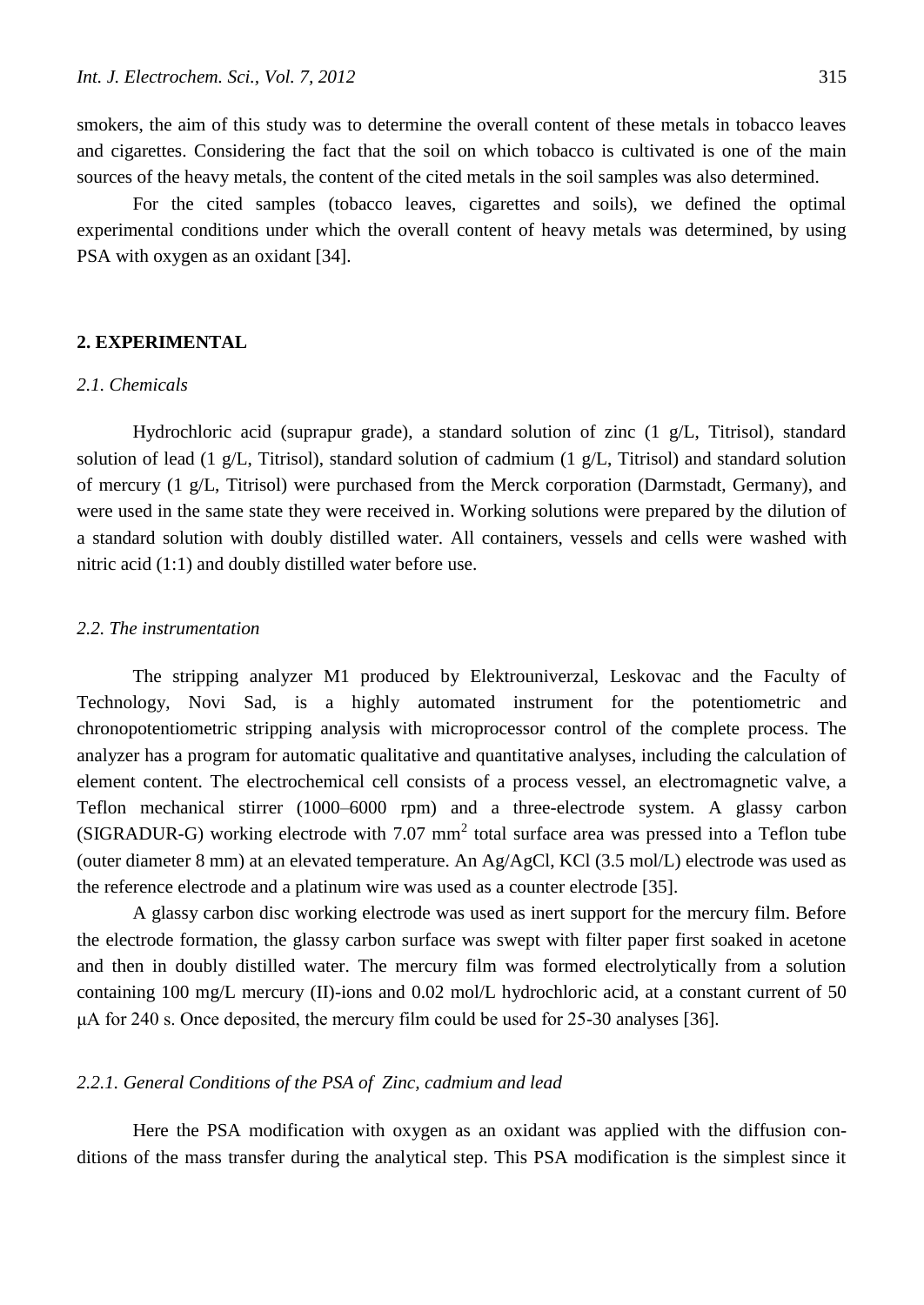smokers, the aim of this study was to determine the overall content of these metals in tobacco leaves and cigarettes. Considering the fact that the soil on which tobacco is cultivated is one of the main sources of the heavy metals, the content of the cited metals in the soil samples was also determined.

For the cited samples (tobacco leaves, cigarettes and soils), we defined the optimal experimental conditions under which the overall content of heavy metals was determined, by using PSA with oxygen as an oxidant [34].

## 2. EXPERIMENTAL

### *2.1. Chemicals*

Hydrochloric acid (suprapur grade), a standard solution of zinc (1 g/L, Titrisol), standard solution of lead (1 g/L, Titrisol), standard solution of cadmium (1 g/L, Titrisol) and standard solution of mercury (1 g/L, Titrisol) were purchased from the Merck corporation (Darmstadt, Germany), and were used in the same state they were received in. Working solutions were prepared by the dilution of a standard solution with doubly distilled water. All containers, vessels and cells were washed with nitric acid (1:1) and doubly distilled water before use.

### *2.2. The instrumentation*

The stripping analyzer M1 produced by Elektrouniverzal, Leskovac and the Faculty of Technology, Novi Sad, is a highly automated instrument for the potentiometric and chronopotentiometric stripping analysis with microprocessor control of the complete process. The analyzer has a program for automatic qualitative and quantitative analyses, including the calculation of element content. The electrochemical cell consists of a process vessel, an electromagnetic valve, a Teflon mechanical stirrer (1000–6000 rpm) and a three-electrode system. A glassy carbon (SIGRADUR-G) working electrode with 7.07 $mm^2$ total surface area was pressed into a Teflon tube (outer diameter 8 mm) at an elevated temperature. An Ag/AgCl, KCl (3.5 mol/L) electrode was used as the reference electrode and a platinum wire was used as a counter electrode [35].

A glassy carbon disc working electrode was used as inert support for the mercury film. Before the electrode formation, the glassy carbon surface was swept with filter paper first soaked in acetone and then in doubly distilled water. The mercury film was formed electrolytically from a solution containing 100 mg/L mercury (II)-ions and 0.02 mol/L hydrochloric acid, at a constant current of 50 μA for 240 s. Once deposited, the mercury film could be used for 25-30 analyses [36].

#### *2.2.1. General Conditions of the PSA of Zinc, cadmium and lead*

Here the PSA modification with oxygen as an oxidant was applied with the diffusion conditions of the mass transfer during the analytical step. This PSA modification is the simplest since it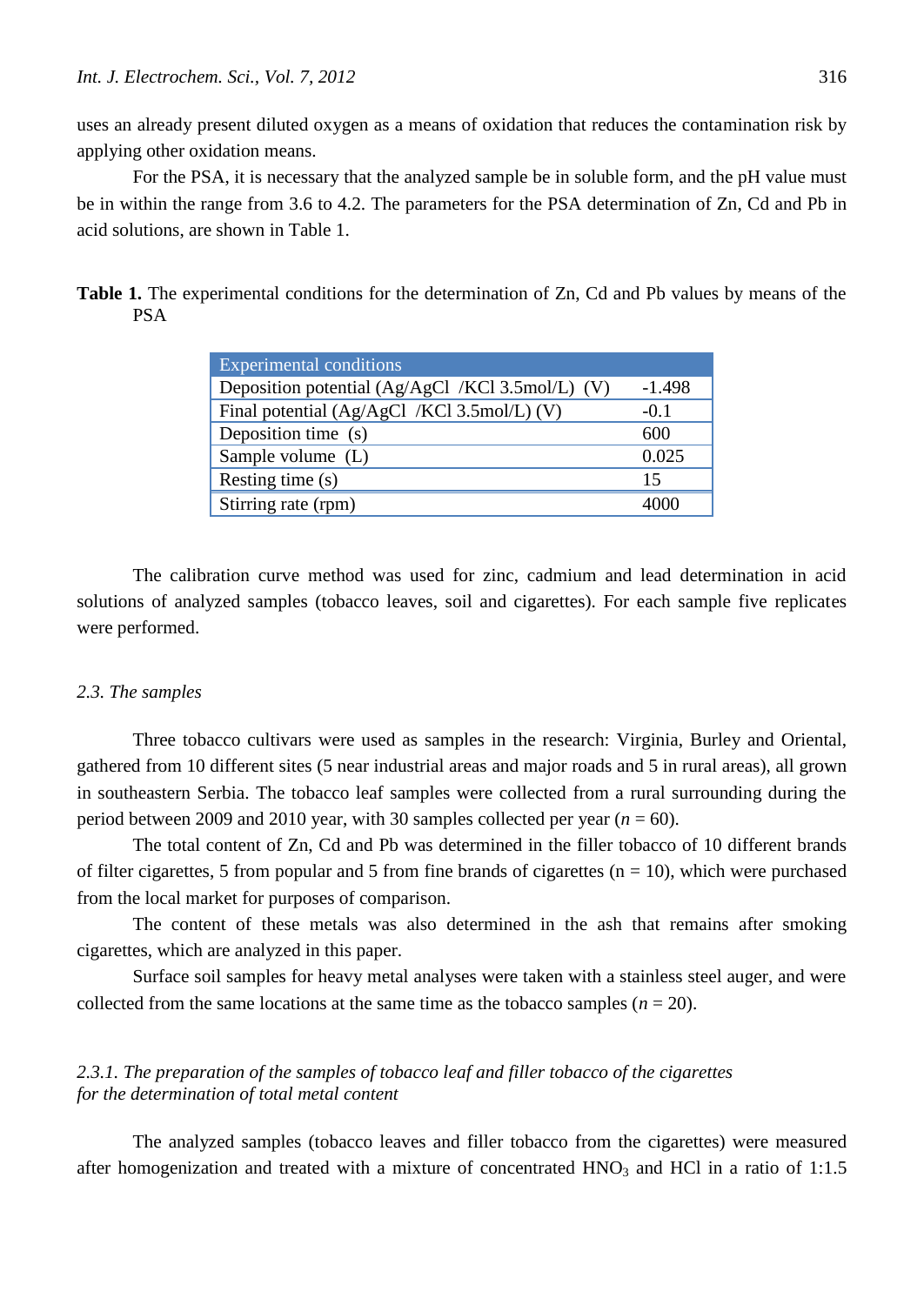uses an already present diluted oxygen as a means of oxidation that reduces the contamination risk by applying other oxidation means.

For the PSA, it is necessary that the analyzed sample be in soluble form, and the pH value must be in within the range from 3.6 to 4.2. The parameters for the PSA determination of Zn, Cd and Pb in acid solutions, are shown in Table 1.

**Table 1.** The experimental conditions for the determination of Zn, Cd and Pb values by means of the PSA

| Experimental conditions | |
|---|---|
| Deposition potential (Ag/AgCl /KCl 3.5mol/L) (V) | -1.498 |
| Final potential (Ag/AgCl /KCl 3.5mol/L) (V) | -0.1 |
| Deposition time (s) | 600 |
| Sample volume (L) | 0.025 |
| Resting time (s) | 15 |
| Stirring rate (rpm) | 4000 |

The calibration curve method was used for zinc, cadmium and lead determination in acid solutions of analyzed samples (tobacco leaves, soil and cigarettes). For each sample five replicates were performed.

### *2.3. The samples*

Three tobacco cultivars were used as samples in the research: Virginia, Burley and Oriental, gathered from 10 different sites (5 near industrial areas and major roads and 5 in rural areas), all grown in southeastern Serbia. The tobacco leaf samples were collected from a rural surrounding during the period between 2009 and 2010 year, with 30 samples collected per year ($n = 60$).

The total content of Zn, Cd and Pb was determined in the filler tobacco of 10 different brands of filter cigarettes, 5 from popular and 5 from fine brands of cigarettes (n = 10), which were purchased from the local market for purposes of comparison.

The content of these metals was also determined in the ash that remains after smoking cigarettes, which are analyzed in this paper.

Surface soil samples for heavy metal analyses were taken with a stainless steel auger, and were collected from the same locations at the same time as the tobacco samples ($n = 20$).

#### *2.3.1. The preparation of the samples of tobacco leaf and filler tobacco of the cigarettes for the determination of total metal content*

The analyzed samples (tobacco leaves and filler tobacco from the cigarettes) were measured after homogenization and treated with a mixture of concentrated $HNO_3$ and HCl in a ratio of 1:1.5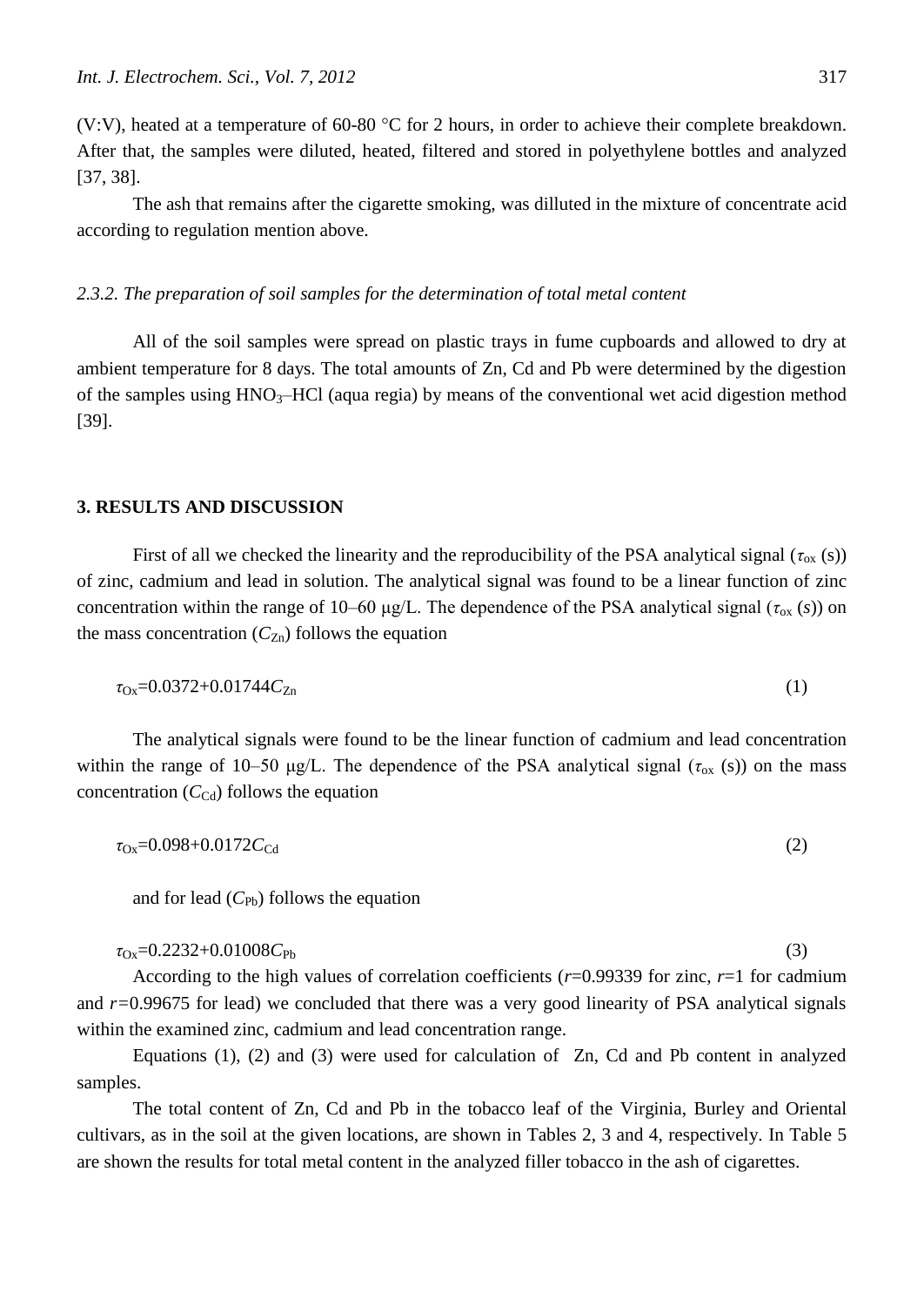(V:V), heated at a temperature of 60-80 °C for 2 hours, in order to achieve their complete breakdown. After that, the samples were diluted, heated, filtered and stored in polyethylene bottles and analyzed [37, 38].

The ash that remains after the cigarette smoking, was dilluted in the mixture of concentrate acid according to regulation mention above.

### 2.3.2. The preparation of soil samples for the determination of total metal content

All of the soil samples were spread on plastic trays in fume cupboards and allowed to dry at ambient temperature for 8 days. The total amounts of Zn, Cd and Pb were determined by the digestion of the samples using $HNO_3$–HCl (aqua regia) by means of the conventional wet acid digestion method [39].

## 3. RESULTS AND DISCUSSION

First of all we checked the linearity and the reproducibility of the PSA analytical signal ($\tau_{ox}$ (s)) of zinc, cadmium and lead in solution. The analytical signal was found to be a linear function of zinc concentration within the range of 10–60 μg/L. The dependence of the PSA analytical signal ($\tau_{ox}$ (*s*)) on the mass concentration ($C_{Zn}$) follows the equation

$$\tau_{Ox}=0.0372+0.01744C_{Zn} \tag{1}$$

The analytical signals were found to be the linear function of cadmium and lead concentration within the range of 10–50 μg/L. The dependence of the PSA analytical signal ($\tau_{ox}$ (s)) on the mass concentration ($C_{Cd}$) follows the equation

$$\tau_{Ox}=0.098+0.0172C_{Cd} \tag{2}$$

and for lead ($C_{Pb}$) follows the equation

$$\tau_{Ox}=0.2232+0.01008C_{Pb} \tag{3}$$

According to the high values of correlation coefficients ($r$=0.99339 for zinc, $r$=1 for cadmium and $r$=0.99675 for lead) we concluded that there was a very good linearity of PSA analytical signals within the examined zinc, cadmium and lead concentration range.

Equations (1), (2) and (3) were used for calculation of Zn, Cd and Pb content in analyzed samples.

The total content of Zn, Cd and Pb in the tobacco leaf of the Virginia, Burley and Oriental cultivars, as in the soil at the given locations, are shown in Tables 2, 3 and 4, respectively. In Table 5 are shown the results for total metal content in the analyzed filler tobacco in the ash of cigarettes.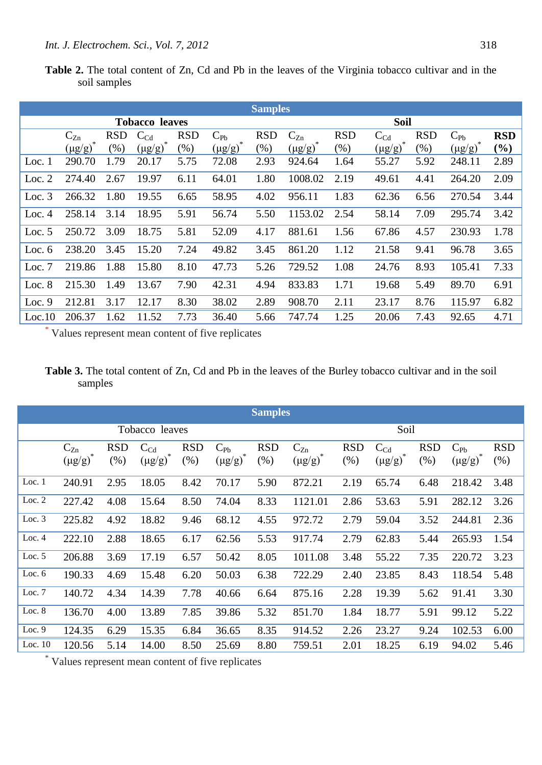**Table 2.** The total content of Zn, Cd and Pb in the leaves of the Virginia tobacco cultivar and in the soil samples

| Samples | | | | | | | | | | | | |
|---|---|---|---|---|---|---|---|---|---|---|---|---|
| | **Tobacco leaves** | | | | | | **Soil** | | | | | |
| | $C_{Zn}$ (μg/g)* | RSD (%) | $C_{Cd}$ (μg/g)* | RSD (%) | $C_{Pb}$ (μg/g)* | RSD (%) | $C_{Zn}$ (μg/g)* | RSD (%) | $C_{Cd}$ (μg/g)* | RSD (%) | $C_{Pb}$ (μg/g)* | **RSD (%)** |
| Loc. 1 | 290.70 | 1.79 | 20.17 | 5.75 | 72.08 | 2.93 | 924.64 | 1.64 | 55.27 | 5.92 | 248.11 | 2.89 |
| Loc. 2 | 274.40 | 2.67 | 19.97 | 6.11 | 64.01 | 1.80 | 1008.02 | 2.19 | 49.61 | 4.41 | 264.20 | 2.09 |
| Loc. 3 | 266.32 | 1.80 | 19.55 | 6.65 | 58.95 | 4.02 | 956.11 | 1.83 | 62.36 | 6.56 | 270.54 | 3.44 |
| Loc. 4 | 258.14 | 3.14 | 18.95 | 5.91 | 56.74 | 5.50 | 1153.02 | 2.54 | 58.14 | 7.09 | 295.74 | 3.42 |
| Loc. 5 | 250.72 | 3.09 | 18.75 | 5.81 | 52.09 | 4.17 | 881.61 | 1.56 | 67.86 | 4.57 | 230.93 | 1.78 |
| Loc. 6 | 238.20 | 3.45 | 15.20 | 7.24 | 49.82 | 3.45 | 861.20 | 1.12 | 21.58 | 9.41 | 96.78 | 3.65 |
| Loc. 7 | 219.86 | 1.88 | 15.80 | 8.10 | 47.73 | 5.26 | 729.52 | 1.08 | 24.76 | 8.93 | 105.41 | 7.33 |
| Loc. 8 | 215.30 | 1.49 | 13.67 | 7.90 | 42.31 | 4.94 | 833.83 | 1.71 | 19.68 | 5.49 | 89.70 | 6.91 |
| Loc. 9 | 212.81 | 3.17 | 12.17 | 8.30 | 38.02 | 2.89 | 908.70 | 2.11 | 23.17 | 8.76 | 115.97 | 6.82 |
| Loc.10 | 206.37 | 1.62 | 11.52 | 7.73 | 36.40 | 5.66 | 747.74 | 1.25 | 20.06 | 7.43 | 92.65 | 4.71 |

\* Values represent mean content of five replicates

**Table 3.** The total content of Zn, Cd and Pb in the leaves of the Burley tobacco cultivar and in the soil samples

| Samples | | | | | | | | | | | | |
|---|---|---|---|---|---|---|---|---|---|---|---|---|
| | Tobacco leaves | | | | | | Soil | | | | | |
| | $C_{Zn}$ (μg/g)* | RSD (%) | $C_{Cd}$ (μg/g)* | RSD (%) | $C_{Pb}$ (μg/g)* | RSD (%) | $C_{Zn}$ (μg/g)* | RSD (%) | $C_{Cd}$ (μg/g)* | RSD (%) | $C_{Pb}$ (μg/g)* | RSD (%) |
| Loc. 1 | 240.91 | 2.95 | 18.05 | 8.42 | 70.17 | 5.90 | 872.21 | 2.19 | 65.74 | 6.48 | 218.42 | 3.48 |
| Loc. 2 | 227.42 | 4.08 | 15.64 | 8.50 | 74.04 | 8.33 | 1121.01 | 2.86 | 53.63 | 5.91 | 282.12 | 3.26 |
| Loc. 3 | 225.82 | 4.92 | 18.82 | 9.46 | 68.12 | 4.55 | 972.72 | 2.79 | 59.04 | 3.52 | 244.81 | 2.36 |
| Loc. 4 | 222.10 | 2.88 | 18.65 | 6.17 | 62.56 | 5.53 | 917.74 | 2.79 | 62.83 | 5.44 | 265.93 | 1.54 |
| Loc. 5 | 206.88 | 3.69 | 17.19 | 6.57 | 50.42 | 8.05 | 1011.08 | 3.48 | 55.22 | 7.35 | 220.72 | 3.23 |
| Loc. 6 | 190.33 | 4.69 | 15.48 | 6.20 | 50.03 | 6.38 | 722.29 | 2.40 | 23.85 | 8.43 | 118.54 | 5.48 |
| Loc. 7 | 140.72 | 4.34 | 14.39 | 7.78 | 40.66 | 6.64 | 875.16 | 2.28 | 19.39 | 5.62 | 91.41 | 3.30 |
| Loc. 8 | 136.70 | 4.00 | 13.89 | 7.85 | 39.86 | 5.32 | 851.70 | 1.84 | 18.77 | 5.91 | 99.12 | 5.22 |
| Loc. 9 | 124.35 | 6.29 | 15.35 | 6.84 | 36.65 | 8.35 | 914.52 | 2.26 | 23.27 | 9.24 | 102.53 | 6.00 |
| Loc. 10 | 120.56 | 5.14 | 14.00 | 8.50 | 25.69 | 8.80 | 759.51 | 2.01 | 18.25 | 6.19 | 94.02 | 5.46 |

\* Values represent mean content of five replicates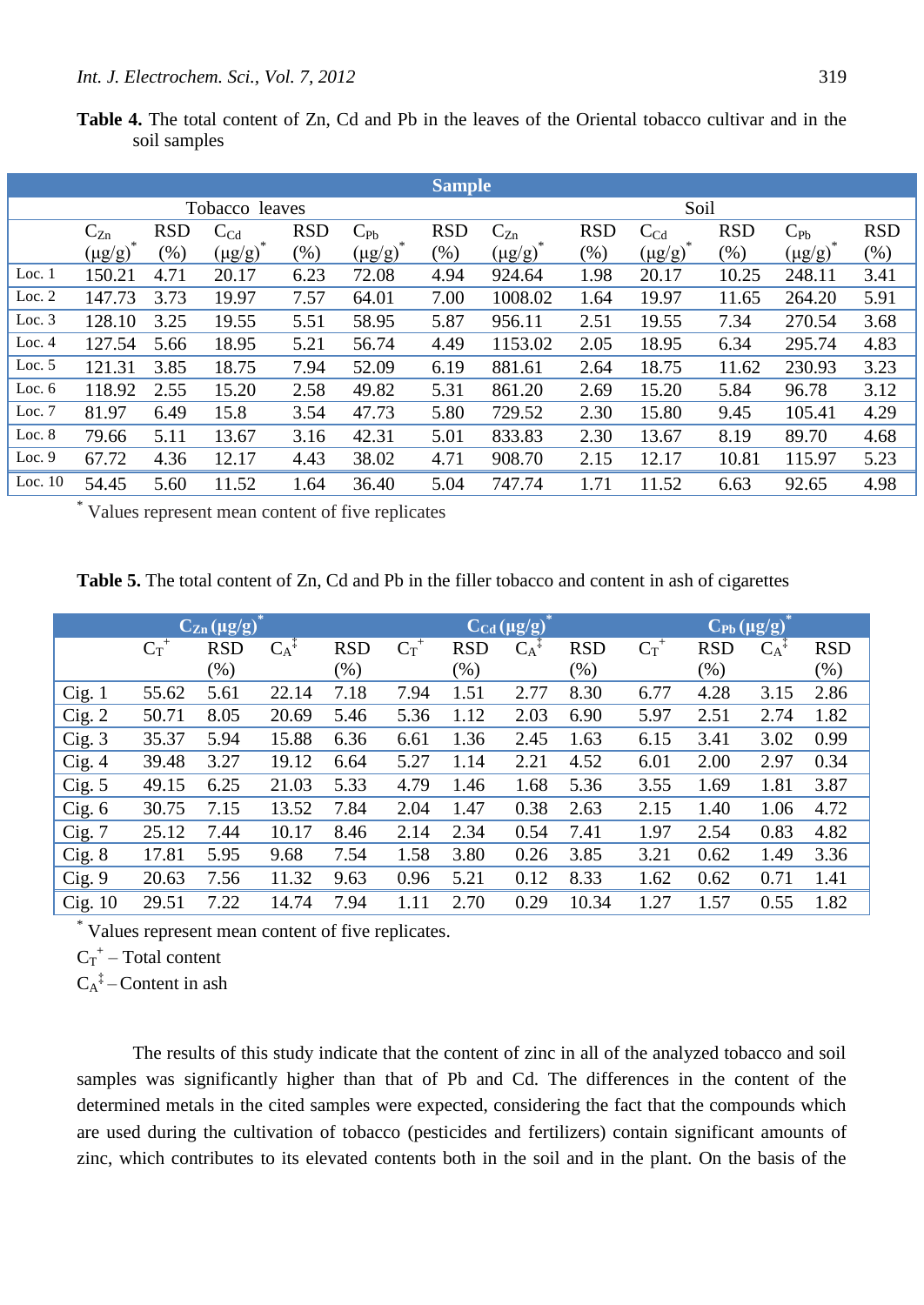**Table 4.** The total content of Zn, Cd and Pb in the leaves of the Oriental tobacco cultivar and in the soil samples

| Sample | | | | | | | | | | | | |
|---|---|---|---|---|---|---|---|---|---|---|---|---|
| | Tobacco leaves | | | | | | Soil | | | | | |
| | $C_{Zn}$ (μg/g)* | RSD (%) | $C_{Cd}$ (μg/g)* | RSD (%) | $C_{Pb}$ (μg/g)* | RSD (%) | $C_{Zn}$ (μg/g)* | RSD (%) | $C_{Cd}$ (μg/g)* | RSD (%) | $C_{Pb}$ (μg/g)* | RSD (%) |
| Loc. 1 | 150.21 | 4.71 | 20.17 | 6.23 | 72.08 | 4.94 | 924.64 | 1.98 | 20.17 | 10.25 | 248.11 | 3.41 |
| Loc. 2 | 147.73 | 3.73 | 19.97 | 7.57 | 64.01 | 7.00 | 1008.02 | 1.64 | 19.97 | 11.65 | 264.20 | 5.91 |
| Loc. 3 | 128.10 | 3.25 | 19.55 | 5.51 | 58.95 | 5.87 | 956.11 | 2.51 | 19.55 | 7.34 | 270.54 | 3.68 |
| Loc. 4 | 127.54 | 5.66 | 18.95 | 5.21 | 56.74 | 4.49 | 1153.02 | 2.05 | 18.95 | 6.34 | 295.74 | 4.83 |
| Loc. 5 | 121.31 | 3.85 | 18.75 | 7.94 | 52.09 | 6.19 | 881.61 | 2.64 | 18.75 | 11.62 | 230.93 | 3.23 |
| Loc. 6 | 118.92 | 2.55 | 15.20 | 2.58 | 49.82 | 5.31 | 861.20 | 2.69 | 15.20 | 5.84 | 96.78 | 3.12 |
| Loc. 7 | 81.97 | 6.49 | 15.8 | 3.54 | 47.73 | 5.80 | 729.52 | 2.30 | 15.80 | 9.45 | 105.41 | 4.29 |
| Loc. 8 | 79.66 | 5.11 | 13.67 | 3.16 | 42.31 | 5.01 | 833.83 | 2.30 | 13.67 | 8.19 | 89.70 | 4.68 |
| Loc. 9 | 67.72 | 4.36 | 12.17 | 4.43 | 38.02 | 4.71 | 908.70 | 2.15 | 12.17 | 10.81 | 115.97 | 5.23 |
| Loc. 10 | 54.45 | 5.60 | 11.52 | 1.64 | 36.40 | 5.04 | 747.74 | 1.71 | 11.52 | 6.63 | 92.65 | 4.98 |

\* Values represent mean content of five replicates

**Table 5.** The total content of Zn, Cd and Pb in the filler tobacco and content in ash of cigarettes

| | $C_{Zn}$ (μg/g)* | | | | $C_{Cd}$ (μg/g)* | | | | $C_{Pb}$ (μg/g)* | | | |
|---|---|---|---|---|---|---|---|---|---|---|---|---|
| | $C_T^+$ | RSD (%) | $C_A^‡$ | RSD (%) | $C_T^+$ | RSD (%) | $C_A^‡$ | RSD (%) | $C_T^+$ | RSD (%) | $C_A^‡$ | RSD (%) |
| Cig. 1 | 55.62 | 5.61 | 22.14 | 7.18 | 7.94 | 1.51 | 2.77 | 8.30 | 6.77 | 4.28 | 3.15 | 2.86 |
| Cig. 2 | 50.71 | 8.05 | 20.69 | 5.46 | 5.36 | 1.12 | 2.03 | 6.90 | 5.97 | 2.51 | 2.74 | 1.82 |
| Cig. 3 | 35.37 | 5.94 | 15.88 | 6.36 | 6.61 | 1.36 | 2.45 | 1.63 | 6.15 | 3.41 | 3.02 | 0.99 |
| Cig. 4 | 39.48 | 3.27 | 19.12 | 6.64 | 5.27 | 1.14 | 2.21 | 4.52 | 6.01 | 2.00 | 2.97 | 0.34 |
| Cig. 5 | 49.15 | 6.25 | 21.03 | 5.33 | 4.79 | 1.46 | 1.68 | 5.36 | 3.55 | 1.69 | 1.81 | 3.87 |
| Cig. 6 | 30.75 | 7.15 | 13.52 | 7.84 | 2.04 | 1.47 | 0.38 | 2.63 | 2.15 | 1.40 | 1.06 | 4.72 |
| Cig. 7 | 25.12 | 7.44 | 10.17 | 8.46 | 2.14 | 2.34 | 0.54 | 7.41 | 1.97 | 2.54 | 0.83 | 4.82 |
| Cig. 8 | 17.81 | 5.95 | 9.68 | 7.54 | 1.58 | 3.80 | 0.26 | 3.85 | 3.21 | 0.62 | 1.49 | 3.36 |
| Cig. 9 | 20.63 | 7.56 | 11.32 | 9.63 | 0.96 | 5.21 | 0.12 | 8.33 | 1.62 | 0.62 | 0.71 | 1.41 |
| Cig. 10 | 29.51 | 7.22 | 14.74 | 7.94 | 1.11 | 2.70 | 0.29 | 10.34 | 1.27 | 1.57 | 0.55 | 1.82 |

\* Values represent mean content of five replicates.

$C_T^+$ – Total content

$C_A^‡$ – Content in ash

The results of this study indicate that the content of zinc in all of the analyzed tobacco and soil samples was significantly higher than that of Pb and Cd. The differences in the content of the determined metals in the cited samples were expected, considering the fact that the compounds which are used during the cultivation of tobacco (pesticides and fertilizers) contain significant amounts of zinc, which contributes to its elevated contents both in the soil and in the plant. On the basis of the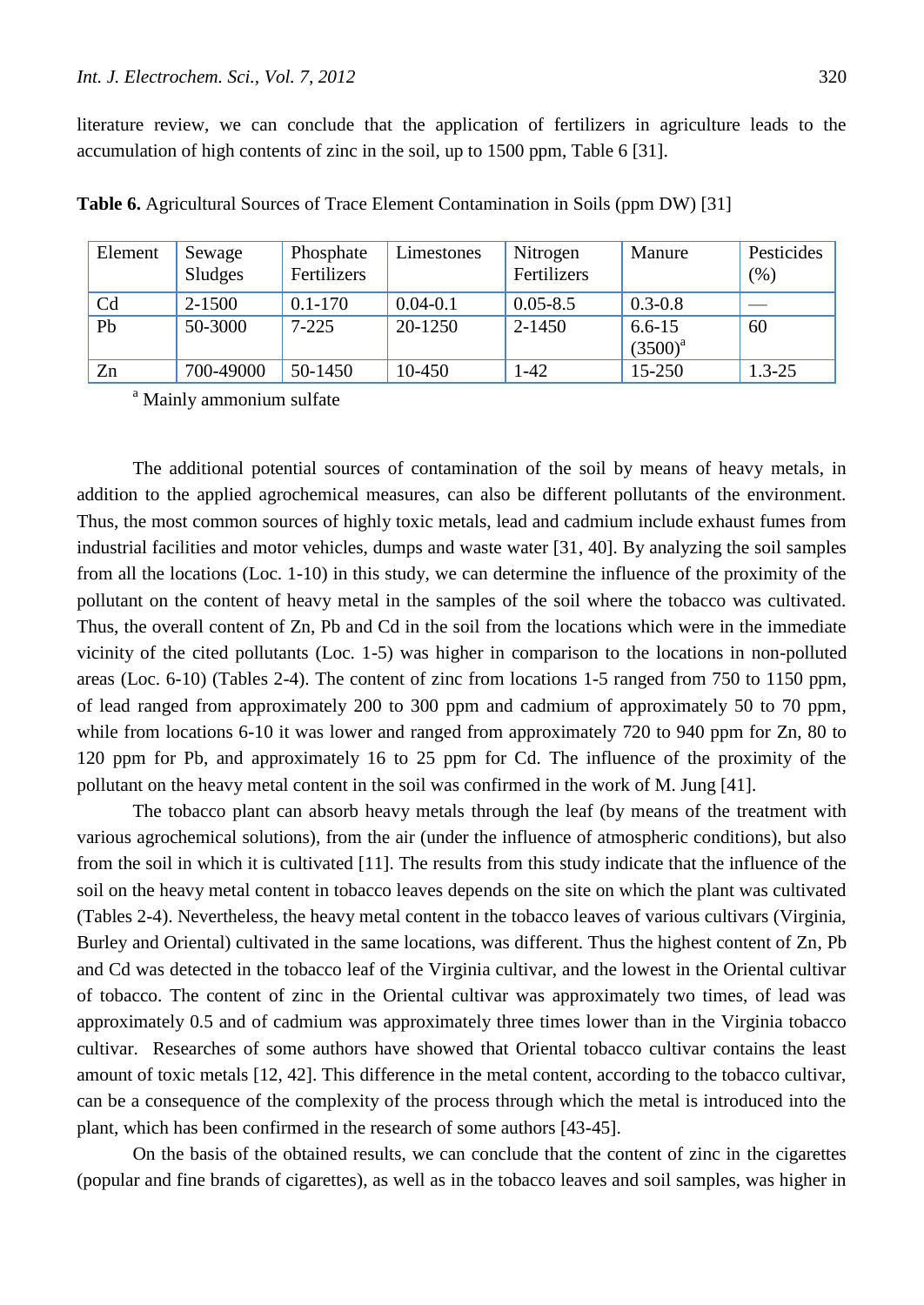literature review, we can conclude that the application of fertilizers in agriculture leads to the accumulation of high contents of zinc in the soil, up to 1500 ppm, Table 6 [31].

**Table 6.** Agricultural Sources of Trace Element Contamination in Soils (ppm DW) [31]

| Element | Sewage Sludges | Phosphate Fertilizers | Limestones | Nitrogen Fertilizers | Manure | Pesticides (%) |
|---|---|---|---|---|---|---|
| Cd | 2-1500 | 0.1-170 | 0.04-0.1 | 0.05-8.5 | 0.3-0.8 | — |
| Pb | 50-3000 | 7-225 | 20-1250 | 2-1450 | 6.6-15 (3500)[a] | 60 |
| Zn | 700-49000 | 50-1450 | 10-450 | 1-42 | 15-250 | 1.3-25 |

[a] Mainly ammonium sulfate

The additional potential sources of contamination of the soil by means of heavy metals, in addition to the applied agrochemical measures, can also be different pollutants of the environment. Thus, the most common sources of highly toxic metals, lead and cadmium include exhaust fumes from industrial facilities and motor vehicles, dumps and waste water [31, 40]. By analyzing the soil samples from all the locations (Loc. 1-10) in this study, we can determine the influence of the proximity of the pollutant on the content of heavy metal in the samples of the soil where the tobacco was cultivated. Thus, the overall content of Zn, Pb and Cd in the soil from the locations which were in the immediate vicinity of the cited pollutants (Loc. 1-5) was higher in comparison to the locations in non-polluted areas (Loc. 6-10) (Tables 2-4). The content of zinc from locations 1-5 ranged from 750 to 1150 ppm, of lead ranged from approximately 200 to 300 ppm and cadmium of approximately 50 to 70 ppm, while from locations 6-10 it was lower and ranged from approximately 720 to 940 ppm for Zn, 80 to 120 ppm for Pb, and approximately 16 to 25 ppm for Cd. The influence of the proximity of the pollutant on the heavy metal content in the soil was confirmed in the work of M. Jung [41].

The tobacco plant can absorb heavy metals through the leaf (by means of the treatment with various agrochemical solutions), from the air (under the influence of atmospheric conditions), but also from the soil in which it is cultivated [11]. The results from this study indicate that the influence of the soil on the heavy metal content in tobacco leaves depends on the site on which the plant was cultivated (Tables 2-4). Nevertheless, the heavy metal content in the tobacco leaves of various cultivars (Virginia, Burley and Oriental) cultivated in the same locations, was different. Thus the highest content of Zn, Pb and Cd was detected in the tobacco leaf of the Virginia cultivar, and the lowest in the Oriental cultivar of tobacco. The content of zinc in the Oriental cultivar was approximately two times, of lead was approximately 0.5 and of cadmium was approximately three times lower than in the Virginia tobacco cultivar. Researches of some authors have showed that Oriental tobacco cultivar contains the least amount of toxic metals [12, 42]. This difference in the metal content, according to the tobacco cultivar, can be a consequence of the complexity of the process through which the metal is introduced into the plant, which has been confirmed in the research of some authors [43-45].

On the basis of the obtained results, we can conclude that the content of zinc in the cigarettes (popular and fine brands of cigarettes), as well as in the tobacco leaves and soil samples, was higher in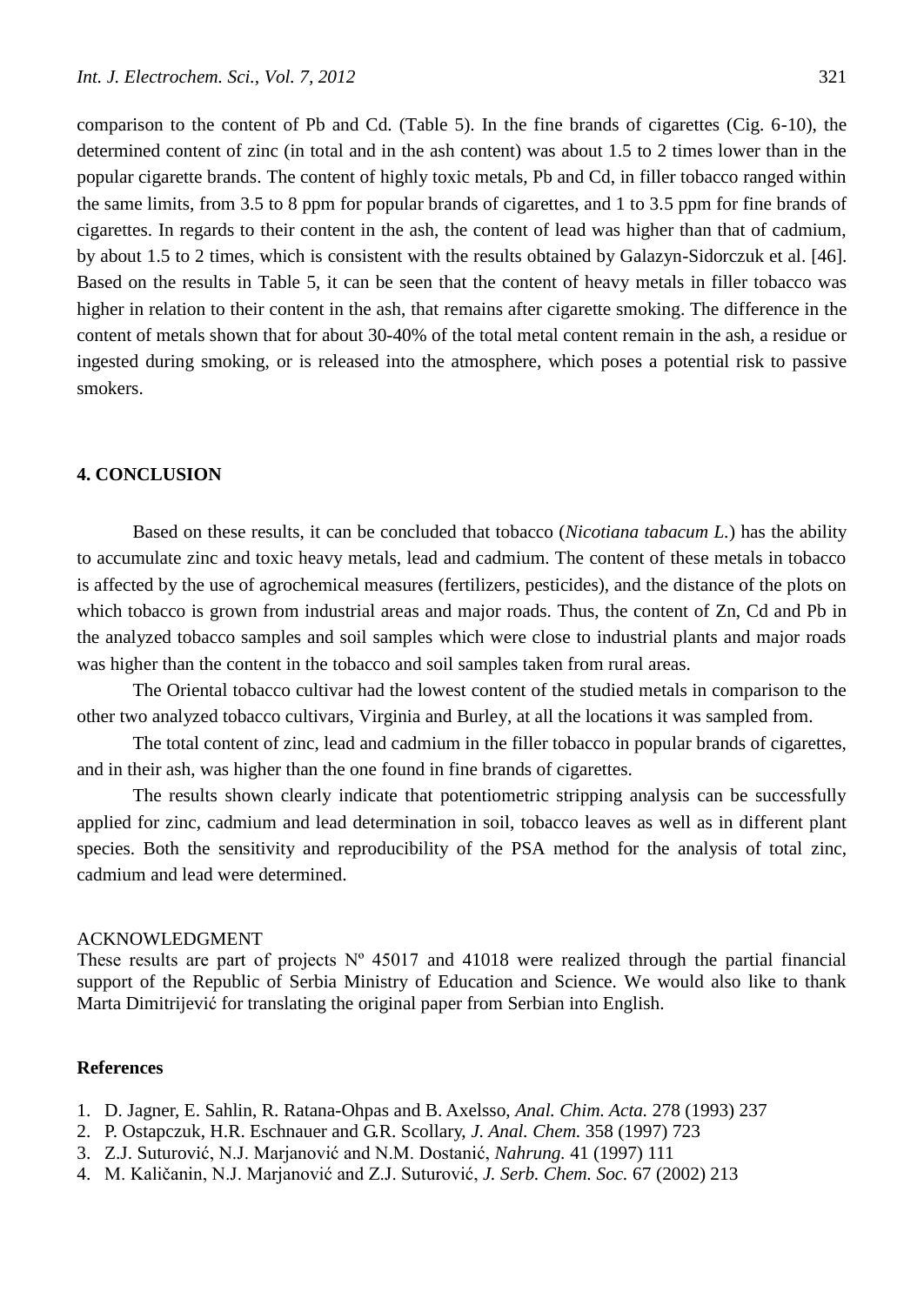comparison to the content of Pb and Cd. (Table 5). In the fine brands of cigarettes (Cig. 6-10), the determined content of zinc (in total and in the ash content) was about 1.5 to 2 times lower than in the popular cigarette brands. The content of highly toxic metals, Pb and Cd, in filler tobacco ranged within the same limits, from 3.5 to 8 ppm for popular brands of cigarettes, and 1 to 3.5 ppm for fine brands of cigarettes. In regards to their content in the ash, the content of lead was higher than that of cadmium, by about 1.5 to 2 times, which is consistent with the results obtained by Galazyn-Sidorczuk et al. [46]. Based on the results in Table 5, it can be seen that the content of heavy metals in filler tobacco was higher in relation to their content in the ash, that remains after cigarette smoking. The difference in the content of metals shown that for about 30-40% of the total metal content remain in the ash, a residue or ingested during smoking, or is released into the atmosphere, which poses a potential risk to passive smokers.

## 4. CONCLUSION

Based on these results, it can be concluded that tobacco (*Nicotiana tabacum L.*) has the ability to accumulate zinc and toxic heavy metals, lead and cadmium. The content of these metals in tobacco is affected by the use of agrochemical measures (fertilizers, pesticides), and the distance of the plots on which tobacco is grown from industrial areas and major roads. Thus, the content of Zn, Cd and Pb in the analyzed tobacco samples and soil samples which were close to industrial plants and major roads was higher than the content in the tobacco and soil samples taken from rural areas.

The Oriental tobacco cultivar had the lowest content of the studied metals in comparison to the other two analyzed tobacco cultivars, Virginia and Burley, at all the locations it was sampled from.

The total content of zinc, lead and cadmium in the filler tobacco in popular brands of cigarettes, and in their ash, was higher than the one found in fine brands of cigarettes.

The results shown clearly indicate that potentiometric stripping analysis can be successfully applied for zinc, cadmium and lead determination in soil, tobacco leaves as well as in different plant species. Both the sensitivity and reproducibility of the PSA method for the analysis of total zinc, cadmium and lead were determined.

ACKNOWLEDGMENT

These results are part of projects Nº 45017 and 41018 were realized through the partial financial support of the Republic of Serbia Ministry of Education and Science. We would also like to thank Marta Dimitrijević for translating the original paper from Serbian into English.

### References

1. D. Jagner, E. Sahlin, R. Ratana-Ohpas and B. Axelsso, *Anal. Chim. Acta.* 278 (1993) 237
2. P. Ostapczuk, H.R. Eschnauer and G.R. Scollary, *J. Anal. Chem.* 358 (1997) 723
3. Z.J. Suturović, N.J. Marjanović and N.M. Dostanić, *Nahrung.* 41 (1997) 111
4. M. Kaličanin, N.J. Marjanović and Z.J. Suturović, *J. Serb. Chem. Soc.* 67 (2002) 213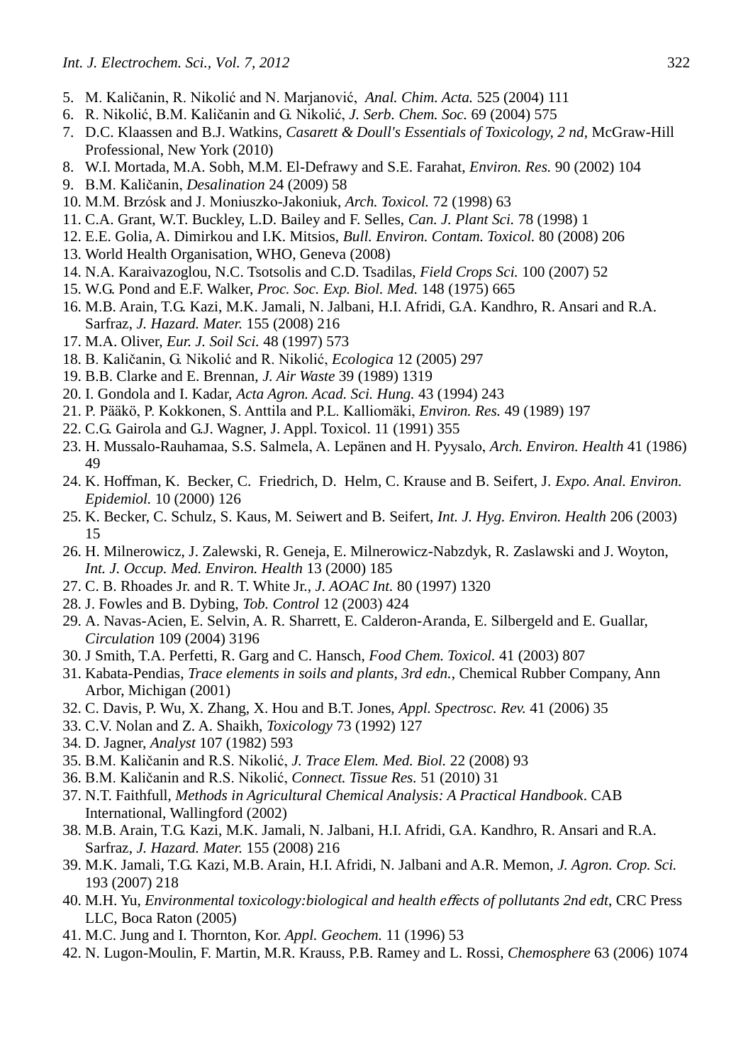5. M. Kaličanin, R. Nikolić and N. Marjanović, *Anal. Chim. Acta.* 525 (2004) 111
6. R. Nikolić, B.M. Kaličanin and G. Nikolić, *J. Serb. Chem. Soc.* 69 (2004) 575
7. D.C. Klaassen and B.J. Watkins, *Casarett & Doull's Essentials of Toxicology, 2 nd*, McGraw-Hill Professional, New York (2010)
8. W.I. Mortada, M.A. Sobh, M.M. El-Defrawy and S.E. Farahat, *Environ. Res.* 90 (2002) 104
9. B.M. Kaličanin, *Desalination* 24 (2009) 58
10. M.M. Brzósk and J. Moniuszko-Jakoniuk, *Arch. Toxicol.* 72 (1998) 63
11. C.A. Grant, W.T. Buckley, L.D. Bailey and F. Selles, *Can. J. Plant Sci.* 78 (1998) 1
12. E.E. Golia, A. Dimirkou and I.K. Mitsios, *Bull. Environ. Contam. Toxicol.* 80 (2008) 206
13. World Health Organisation, WHO, Geneva (2008)
14. N.A. Karaivazoglou, N.C. Tsotsolis and C.D. Tsadilas, *Field Crops Sci.* 100 (2007) 52
15. W.G. Pond and E.F. Walker, *Proc. Soc. Exp. Biol. Med.* 148 (1975) 665
16. M.B. Arain, T.G. Kazi, M.K. Jamali, N. Jalbani, H.I. Afridi, G.A. Kandhro, R. Ansari and R.A. Sarfraz, *J. Hazard. Mater.* 155 (2008) 216
17. M.A. Oliver, *Eur. J. Soil Sci.* 48 (1997) 573
18. B. Kaličanin, G. Nikolić and R. Nikolić, *Ecologica* 12 (2005) 297
19. B.B. Clarke and E. Brennan, *J. Air Waste* 39 (1989) 1319
20. I. Gondola and I. Kadar, *Acta Agron. Acad. Sci. Hung.* 43 (1994) 243
21. P. Pääkö, P. Kokkonen, S. Anttila and P.L. Kalliomäki, *Environ. Res.* 49 (1989) 197
22. C.G. Gairola and G.J. Wagner, J. Appl. Toxicol. 11 (1991) 355
23. H. Mussalo-Rauhamaa, S.S. Salmela, A. Lepänen and H. Pyysalo, *Arch. Environ. Health* 41 (1986) 49
24. K. Hoffman, K. Becker, C. Friedrich, D. Helm, C. Krause and B. Seifert, J. *Expo. Anal. Environ. Epidemiol.* 10 (2000) 126
25. K. Becker, C. Schulz, S. Kaus, M. Seiwert and B. Seifert, *Int. J. Hyg. Environ. Health* 206 (2003) 15
26. H. Milnerowicz, J. Zalewski, R. Geneja, E. Milnerowicz-Nabzdyk, R. Zaslawski and J. Woyton, *Int. J. Occup. Med. Environ. Health* 13 (2000) 185
27. C. B. Rhoades Jr. and R. T. White Jr., *J. AOAC Int.* 80 (1997) 1320
28. J. Fowles and B. Dybing, *Tob. Control* 12 (2003) 424
29. A. Navas-Acien, E. Selvin, A. R. Sharrett, E. Calderon-Aranda, E. Silbergeld and E. Guallar, *Circulation* 109 (2004) 3196
30. J Smith, T.A. Perfetti, R. Garg and C. Hansch, *Food Chem. Toxicol.* 41 (2003) 807
31. Kabata-Pendias, *Trace elements in soils and plants, 3rd edn.*, Chemical Rubber Company, Ann Arbor, Michigan (2001)
32. C. Davis, P. Wu, X. Zhang, X. Hou and B.T. Jones, *Appl. Spectrosc. Rev.* 41 (2006) 35
33. C.V. Nolan and Z. A. Shaikh, *Toxicology* 73 (1992) 127
34. D. Jagner, *Analyst* 107 (1982) 593
35. B.M. Kaličanin and R.S. Nikolić, *J. Trace Elem. Med. Biol.* 22 (2008) 93
36. B.M. Kaličanin and R.S. Nikolić, *Connect. Tissue Res.* 51 (2010) 31
37. N.T. Faithfull, *Methods in Agricultural Chemical Analysis: A Practical Handbook*. CAB International, Wallingford (2002)
38. M.B. Arain, T.G. Kazi, M.K. Jamali, N. Jalbani, H.I. Afridi, G.A. Kandhro, R. Ansari and R.A. Sarfraz, *J. Hazard. Mater.* 155 (2008) 216
39. M.K. Jamali, T.G. Kazi, M.B. Arain, H.I. Afridi, N. Jalbani and A.R. Memon, *J. Agron. Crop. Sci.* 193 (2007) 218
40. M.H. Yu, *Environmental toxicology:biological and health effects of pollutants 2nd edt*, CRC Press LLC, Boca Raton (2005)
41. M.C. Jung and I. Thornton, Kor. *Appl. Geochem.* 11 (1996) 53
42. N. Lugon-Moulin, F. Martin, M.R. Krauss, P.B. Ramey and L. Rossi, *Chemosphere* 63 (2006) 1074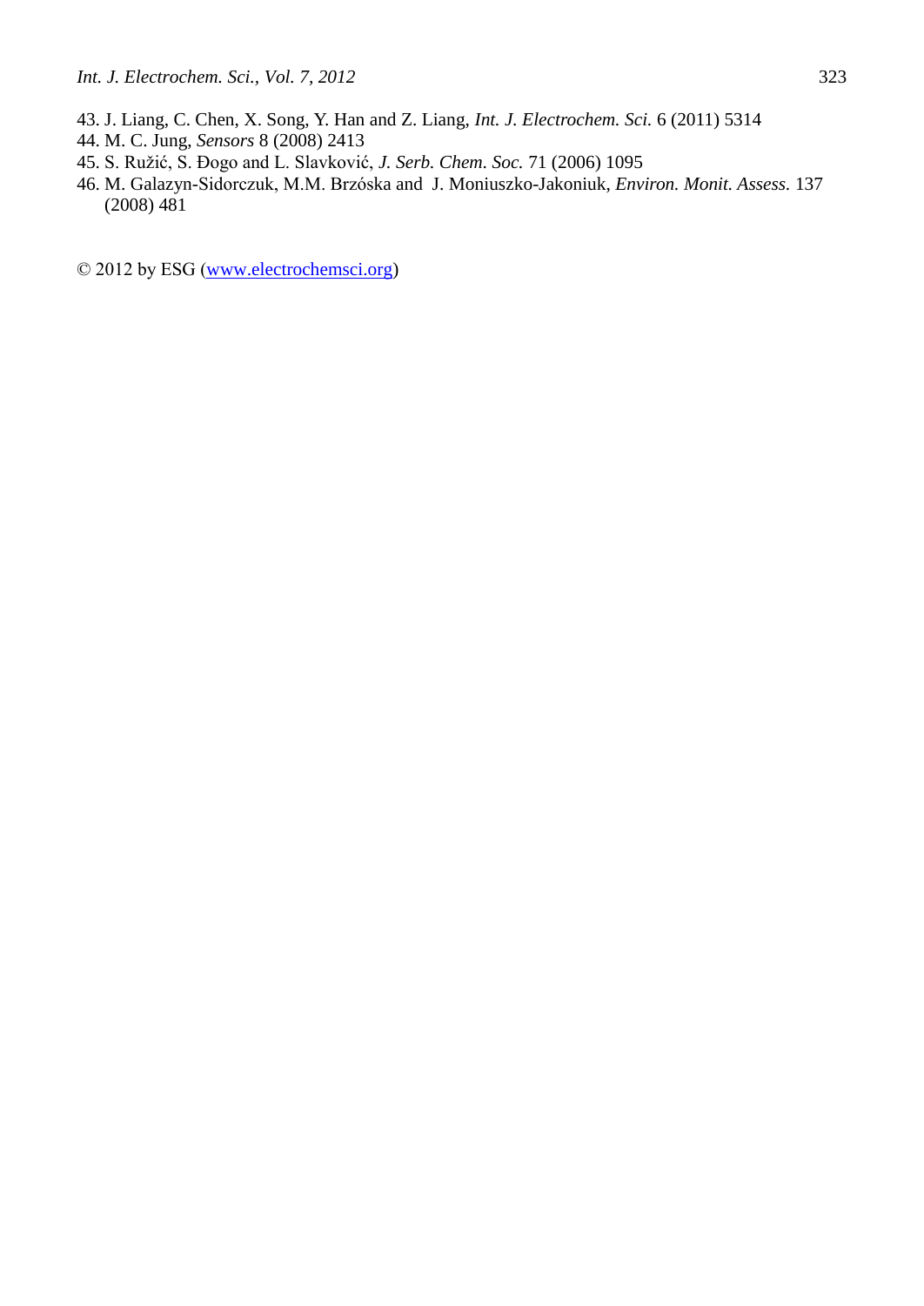43. J. Liang, C. Chen, X. Song, Y. Han and Z. Liang, *Int. J. Electrochem. Sci.* 6 (2011) 5314
44. M. C. Jung, *Sensors* 8 (2008) 2413
45. S. Ružić, S. Đogo and L. Slavković, *J. Serb. Chem. Soc.* 71 (2006) 1095
46. M. Galazyn-Sidorczuk, M.M. Brzóska and J. Moniuszko-Jakoniuk, *Environ. Monit. Assess.* 137 (2008) 481

© 2012 by ESG (www.electrochemsci.org)